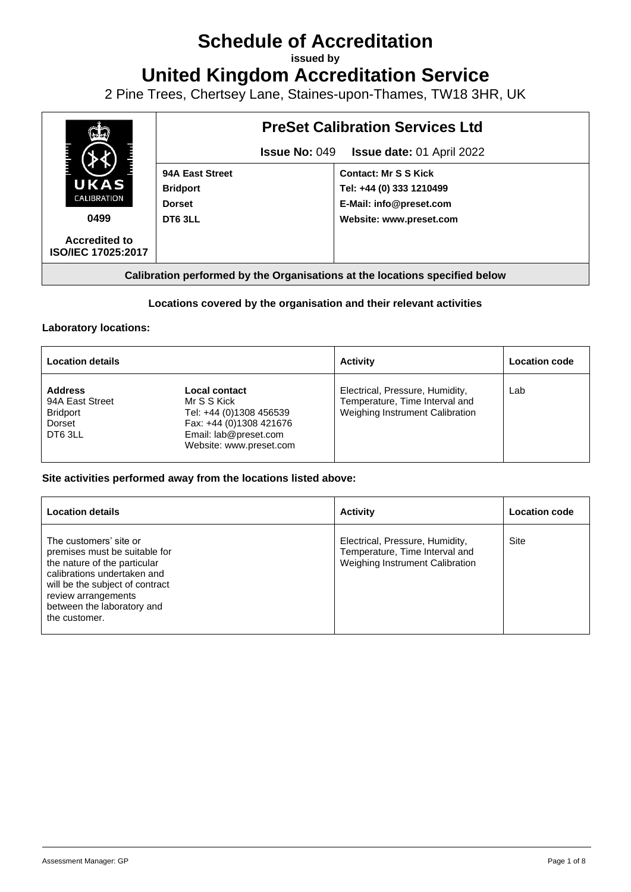# Schedule of Accreditation

**issued by**

# United Kingdom Accreditation Service

2 Pine Trees, Chertsey Lane, Staines-upon-Thames, TW18 3HR, UK

| UKAS CALIBRATION 0499 Accredited to ISO/IEC 17025:2017 | **PreSet Calibration Services Ltd** | |
|---|---|---|
| | **Issue No:** 049 | **Issue date:** 01 April 2022 |
| | **94A East Street**<br>**Bridport**<br>**Dorset**<br>**DT6 3LL** | **Contact: Mr S S Kick**<br>**Tel: +44 (0) 333 1210499**<br>**E-Mail: info@preset.com**<br>**Website: www.preset.com** |

**Calibration performed by the Organisations at the locations specified below**

### Locations covered by the organisation and their relevant activities

**Laboratory locations:**

| Location details | | Activity | Location code |
|---|---|---|---|
| **Address**<br>94A East Street<br>Bridport<br>Dorset<br>DT6 3LL | **Local contact**<br>Mr S S Kick<br>Tel: +44 (0)1308 456539<br>Fax: +44 (0)1308 421676<br>Email: lab@preset.com<br>Website: www.preset.com | Electrical, Pressure, Humidity, Temperature, Time Interval and Weighing Instrument Calibration | Lab |

**Site activities performed away from the locations listed above:**

| Location details | Activity | Location code |
|---|---|---|
| The customers' site or premises must be suitable for the nature of the particular calibrations undertaken and will be the subject of contract review arrangements between the laboratory and the customer. | Electrical, Pressure, Humidity, Temperature, Time Interval and Weighing Instrument Calibration | Site |

Assessment Manager: GP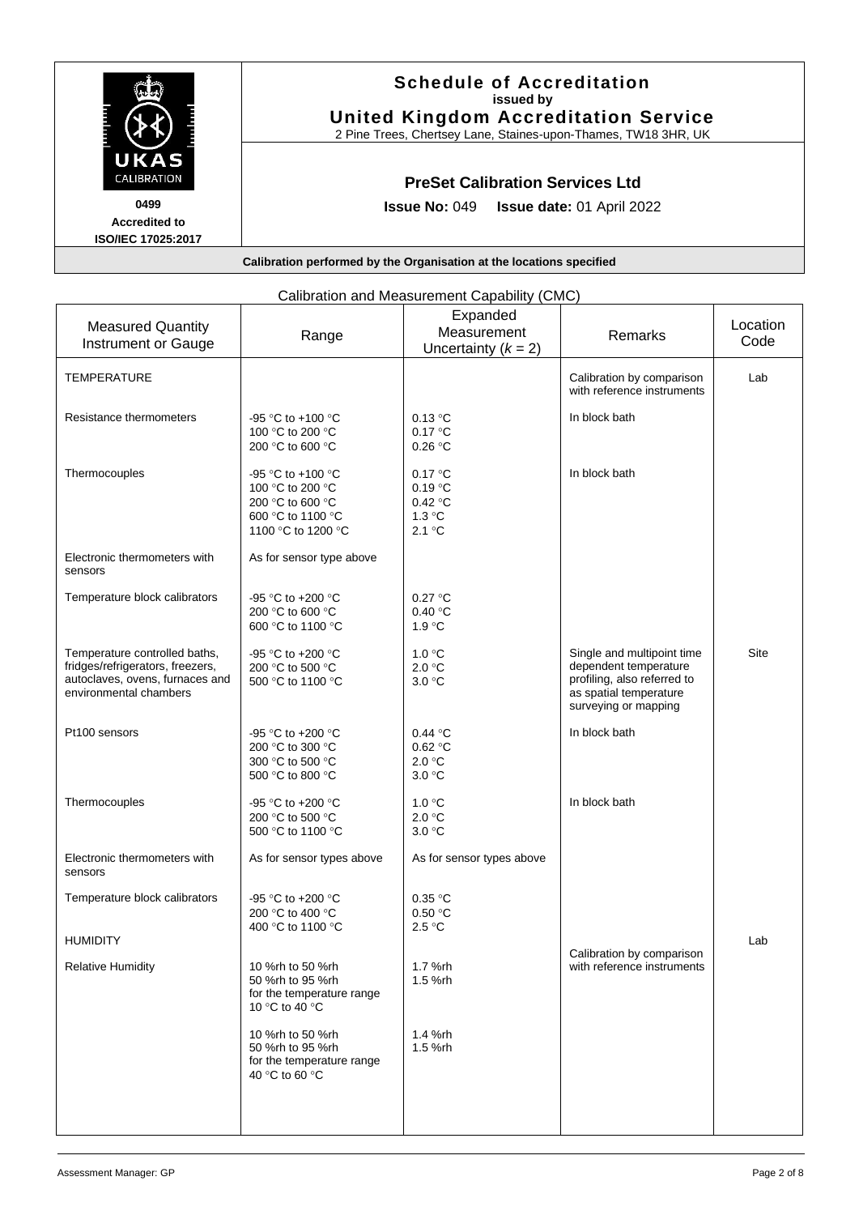# Schedule of Accreditation

**issued by**

**United Kingdom Accreditation Service**

2 Pine Trees, Chertsey Lane, Staines-upon-Thames, TW18 3HR, UK

UKAS CALIBRATION

**0499**

**Accredited to ISO/IEC 17025:2017**

## PreSet Calibration Services Ltd

**Issue No:** 049 **Issue date:** 01 April 2022

**Calibration performed by the Organisation at the locations specified**

Calibration and Measurement Capability (CMC)

| Measured Quantity Instrument or Gauge | Range | Expanded Measurement Uncertainty ($k$ = 2) | Remarks | Location Code |
|---|---|---|---|---|
| TEMPERATURE | | | Calibration by comparison with reference instruments | Lab |
| Resistance thermometers | -95 °C to +100 °C<br>100 °C to 200 °C<br>200 °C to 600 °C | 0.13 °C<br>0.17 °C<br>0.26 °C | In block bath | |
| Thermocouples | -95 °C to +100 °C<br>100 °C to 200 °C<br>200 °C to 600 °C<br>600 °C to 1100 °C<br>1100 °C to 1200 °C | 0.17 °C<br>0.19 °C<br>0.42 °C<br>1.3 °C<br>2.1 °C | In block bath | |
| Electronic thermometers with sensors | As for sensor type above | | | |
| Temperature block calibrators | -95 °C to +200 °C<br>200 °C to 600 °C<br>600 °C to 1100 °C | 0.27 °C<br>0.40 °C<br>1.9 °C | | |
| Temperature controlled baths, fridges/refrigerators, freezers, autoclaves, ovens, furnaces and environmental chambers | -95 °C to +200 °C<br>200 °C to 500 °C<br>500 °C to 1100 °C | 1.0 °C<br>2.0 °C<br>3.0 °C | Single and multipoint time dependent temperature profiling, also referred to as spatial temperature surveying or mapping | Site |
| Pt100 sensors | -95 °C to +200 °C<br>200 °C to 300 °C<br>300 °C to 500 °C<br>500 °C to 800 °C | 0.44 °C<br>0.62 °C<br>2.0 °C<br>3.0 °C | In block bath | |
| Thermocouples | -95 °C to +200 °C<br>200 °C to 500 °C<br>500 °C to 1100 °C | 1.0 °C<br>2.0 °C<br>3.0 °C | In block bath | |
| Electronic thermometers with sensors | As for sensor types above | As for sensor types above | | |
| Temperature block calibrators | -95 °C to +200 °C<br>200 °C to 400 °C<br>400 °C to 1100 °C | 0.35 °C<br>0.50 °C<br>2.5 °C | | |
| HUMIDITY | | | Calibration by comparison with reference instruments | Lab |
| Relative Humidity | 10 %rh to 50 %rh<br>50 %rh to 95 %rh<br>for the temperature range 10 °C to 40 °C | 1.7 %rh<br>1.5 %rh | | |
| | 10 %rh to 50 %rh<br>50 %rh to 95 %rh<br>for the temperature range 40 °C to 60 °C | 1.4 %rh<br>1.5 %rh | | |

Assessment Manager: GP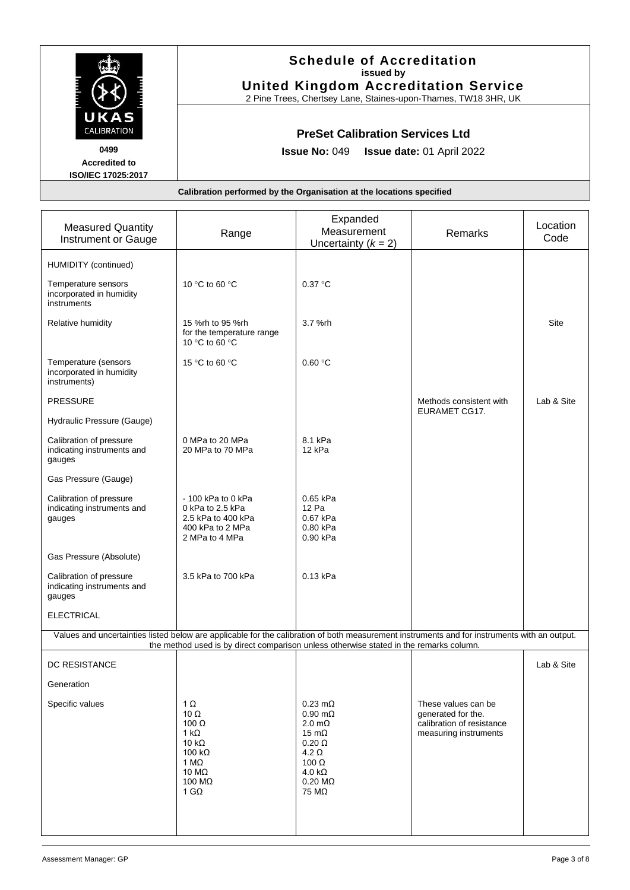# Schedule of Accreditation
**issued by**
**United Kingdom Accreditation Service**
2 Pine Trees, Chertsey Lane, Staines-upon-Thames, TW18 3HR, UK

**0499**
**Accredited to ISO/IEC 17025:2017**

## PreSet Calibration Services Ltd

**Issue No:** 049 **Issue date:** 01 April 2022

**Calibration performed by the Organisation at the locations specified**

| Measured Quantity Instrument or Gauge | Range | Expanded Measurement Uncertainty ($k$ = 2) | Remarks | Location Code |
|---|---|---|---|---|
| HUMIDITY (continued) | | | | |
| Temperature sensors incorporated in humidity instruments | 10 °C to 60 °C | 0.37 °C | | |
| Relative humidity | 15 %rh to 95 %rh for the temperature range 10 °C to 60 °C | 3.7 %rh | | Site |
| Temperature (sensors incorporated in humidity instruments) | 15 °C to 60 °C | 0.60 °C | | |
| PRESSURE | | | Methods consistent with EURAMET CG17. | Lab & Site |
| Hydraulic Pressure (Gauge) | | | | |
| Calibration of pressure indicating instruments and gauges | 0 MPa to 20 MPa<br>20 MPa to 70 MPa | 8.1 kPa<br>12 kPa | | |
| Gas Pressure (Gauge) | | | | |
| Calibration of pressure indicating instruments and gauges | - 100 kPa to 0 kPa<br>0 kPa to 2.5 kPa<br>2.5 kPa to 400 kPa<br>400 kPa to 2 MPa<br>2 MPa to 4 MPa | 0.65 kPa<br>12 Pa<br>0.67 kPa<br>0.80 kPa<br>0.90 kPa | | |
| Gas Pressure (Absolute) | | | | |
| Calibration of pressure indicating instruments and gauges | 3.5 kPa to 700 kPa | 0.13 kPa | | |
| ELECTRICAL | | | | |

Values and uncertainties listed below are applicable for the calibration of both measurement instruments and for instruments with an output. the method used is by direct comparison unless otherwise stated in the remarks column.

| Measured Quantity Instrument or Gauge | Range | Expanded Measurement Uncertainty ($k$ = 2) | Remarks | Location Code |
|---|---|---|---|---|
| DC RESISTANCE | | | | Lab & Site |
| Generation | | | | |
| Specific values | 1 Ω<br>10 Ω<br>100 Ω<br>1 kΩ<br>10 kΩ<br>100 kΩ<br>1 MΩ<br>10 MΩ<br>100 MΩ<br>1 GΩ | 0.23 mΩ<br>0.90 mΩ<br>2.0 mΩ<br>15 mΩ<br>0.20 Ω<br>4.2 Ω<br>100 Ω<br>4.0 kΩ<br>0.20 MΩ<br>75 MΩ | These values can be generated for the. calibration of resistance measuring instruments | |

Assessment Manager: GP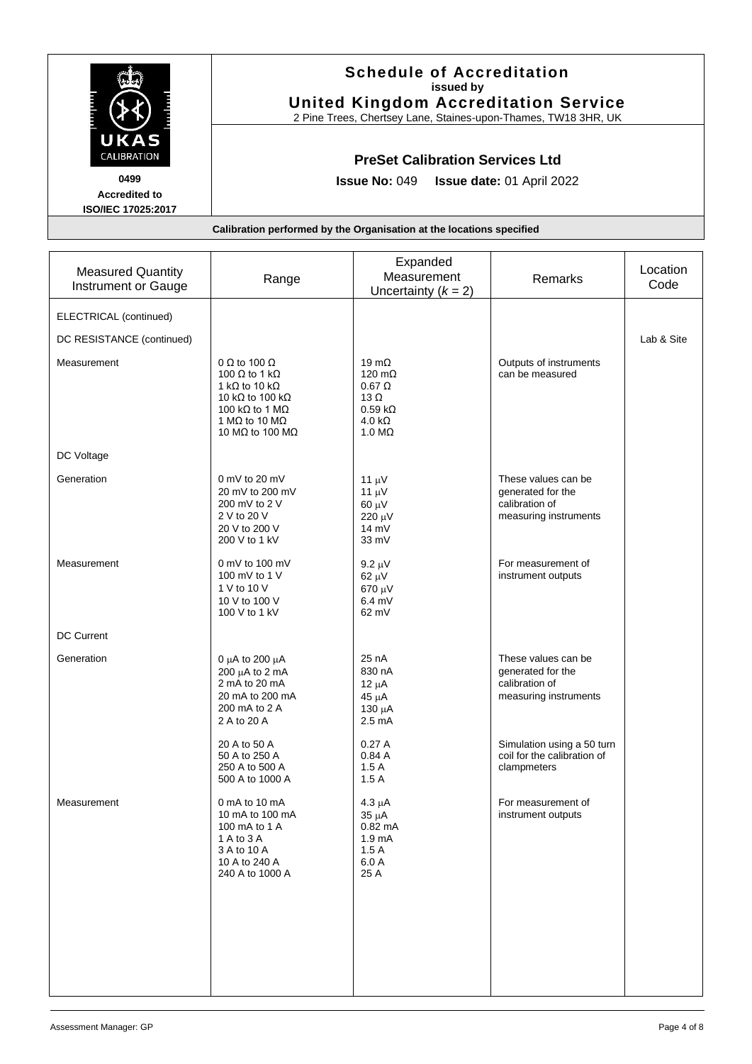**Schedule of Accreditation**
issued by
**United Kingdom Accreditation Service**
2 Pine Trees, Chertsey Lane, Staines-upon-Thames, TW18 3HR, UK

0499
**Accredited to ISO/IEC 17025:2017**

**PreSet Calibration Services Ltd**

**Issue No:** 049 **Issue date:** 01 April 2022

**Calibration performed by the Organisation at the locations specified**

| Measured Quantity Instrument or Gauge | Range | Expanded Measurement Uncertainty ($k$ = 2) | Remarks | Location Code |
|---|---|---|---|---|
| ELECTRICAL (continued) | | | | |
| DC RESISTANCE (continued) | | | | Lab & Site |
| Measurement | 0 Ω to 100 Ω<br>100 Ω to 1 kΩ<br>1 kΩ to 10 kΩ<br>10 kΩ to 100 kΩ<br>100 kΩ to 1 MΩ<br>1 MΩ to 10 MΩ<br>10 MΩ to 100 MΩ | 19 mΩ<br>120 mΩ<br>0.67 Ω<br>13 Ω<br>0.59 kΩ<br>4.0 kΩ<br>1.0 MΩ | Outputs of instruments can be measured | |
| DC Voltage | | | | |
| Generation | 0 mV to 20 mV<br>20 mV to 200 mV<br>200 mV to 2 V<br>2 V to 20 V<br>20 V to 200 V<br>200 V to 1 kV | 11 μV<br>11 μV<br>60 μV<br>220 μV<br>14 mV<br>33 mV | These values can be generated for the calibration of measuring instruments | |
| Measurement | 0 mV to 100 mV<br>100 mV to 1 V<br>1 V to 10 V<br>10 V to 100 V<br>100 V to 1 kV | 9.2 μV<br>62 μV<br>670 μV<br>6.4 mV<br>62 mV | For measurement of instrument outputs | |
| DC Current | | | | |
| Generation | 0 μA to 200 μA<br>200 μA to 2 mA<br>2 mA to 20 mA<br>20 mA to 200 mA<br>200 mA to 2 A<br>2 A to 20 A | 25 nA<br>830 nA<br>12 μA<br>45 μA<br>130 μA<br>2.5 mA | These values can be generated for the calibration of measuring instruments | |
| | 20 A to 50 A<br>50 A to 250 A<br>250 A to 500 A<br>500 A to 1000 A | 0.27 A<br>0.84 A<br>1.5 A<br>1.5 A | Simulation using a 50 turn coil for the calibration of clampmeters | |
| Measurement | 0 mA to 10 mA<br>10 mA to 100 mA<br>100 mA to 1 A<br>1 A to 3 A<br>3 A to 10 A<br>10 A to 240 A<br>240 A to 1000 A | 4.3 μA<br>35 μA<br>0.82 mA<br>1.9 mA<br>1.5 A<br>6.0 A<br>25 A | For measurement of instrument outputs | |

Assessment Manager: GP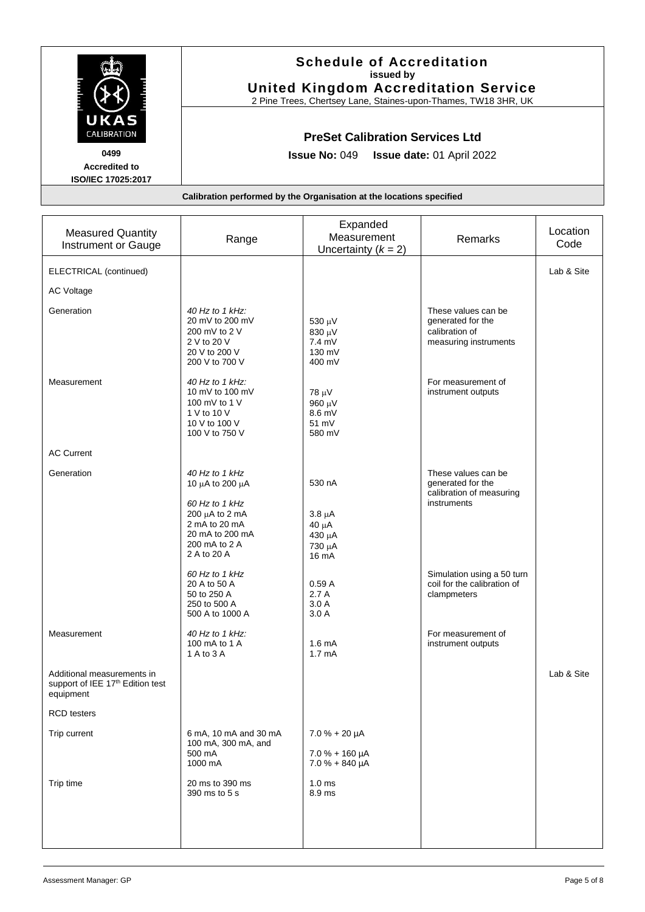**Schedule of Accreditation**
**issued by**
**United Kingdom Accreditation Service**
2 Pine Trees, Chertsey Lane, Staines-upon-Thames, TW18 3HR, UK

UKAS CALIBRATION
**0499**
**Accredited to ISO/IEC 17025:2017**

## PreSet Calibration Services Ltd

**Issue No:** 049 **Issue date:** 01 April 2022

**Calibration performed by the Organisation at the locations specified**

| Measured Quantity Instrument or Gauge | Range | Expanded Measurement Uncertainty ($k$ = 2) | Remarks | Location Code |
|---|---|---|---|---|
| ELECTRICAL (continued) | | | | Lab & Site |
| AC Voltage | | | | |
| Generation | *40 Hz to 1 kHz:*<br>20 mV to 200 mV<br>200 mV to 2 V<br>2 V to 20 V<br>20 V to 200 V<br>200 V to 700 V | <br>530 µV<br>830 µV<br>7.4 mV<br>130 mV<br>400 mV | These values can be generated for the calibration of measuring instruments | |
| Measurement | *40 Hz to 1 kHz:*<br>10 mV to 100 mV<br>100 mV to 1 V<br>1 V to 10 V<br>10 V to 100 V<br>100 V to 750 V | <br>78 µV<br>960 µV<br>8.6 mV<br>51 mV<br>580 mV | For measurement of instrument outputs | |
| AC Current | | | | |
| Generation | *40 Hz to 1 kHz*<br>10 µA to 200 µA | 530 nA | These values can be generated for the calibration of measuring instruments | |
| | *60 Hz to 1 kHz*<br>200 µA to 2 mA<br>2 mA to 20 mA<br>20 mA to 200 mA<br>200 mA to 2 A<br>2 A to 20 A | <br>3.8 µA<br>40 µA<br>430 µA<br>730 µA<br>16 mA | | |
| | *60 Hz to 1 kHz*<br>20 A to 50 A<br>50 to 250 A<br>250 to 500 A<br>500 A to 1000 A | <br>0.59 A<br>2.7 A<br>3.0 A<br>3.0 A | Simulation using a 50 turn coil for the calibration of clampmeters | |
| Measurement | *40 Hz to 1 kHz:*<br>100 mA to 1 A<br>1 A to 3 A | <br>1.6 mA<br>1.7 mA | For measurement of instrument outputs | |
| Additional measurements in support of IEE 17th Edition test equipment | | | | Lab & Site |
| RCD testers | | | | |
| Trip current | 6 mA, 10 mA and 30 mA<br>100 mA, 300 mA, and 500 mA<br>1000 mA | 7.0 % + 20 µA<br>7.0 % + 160 µA<br>7.0 % + 840 µA | | |
| Trip time | 20 ms to 390 ms<br>390 ms to 5 s | 1.0 ms<br>8.9 ms | | |

Assessment Manager: GP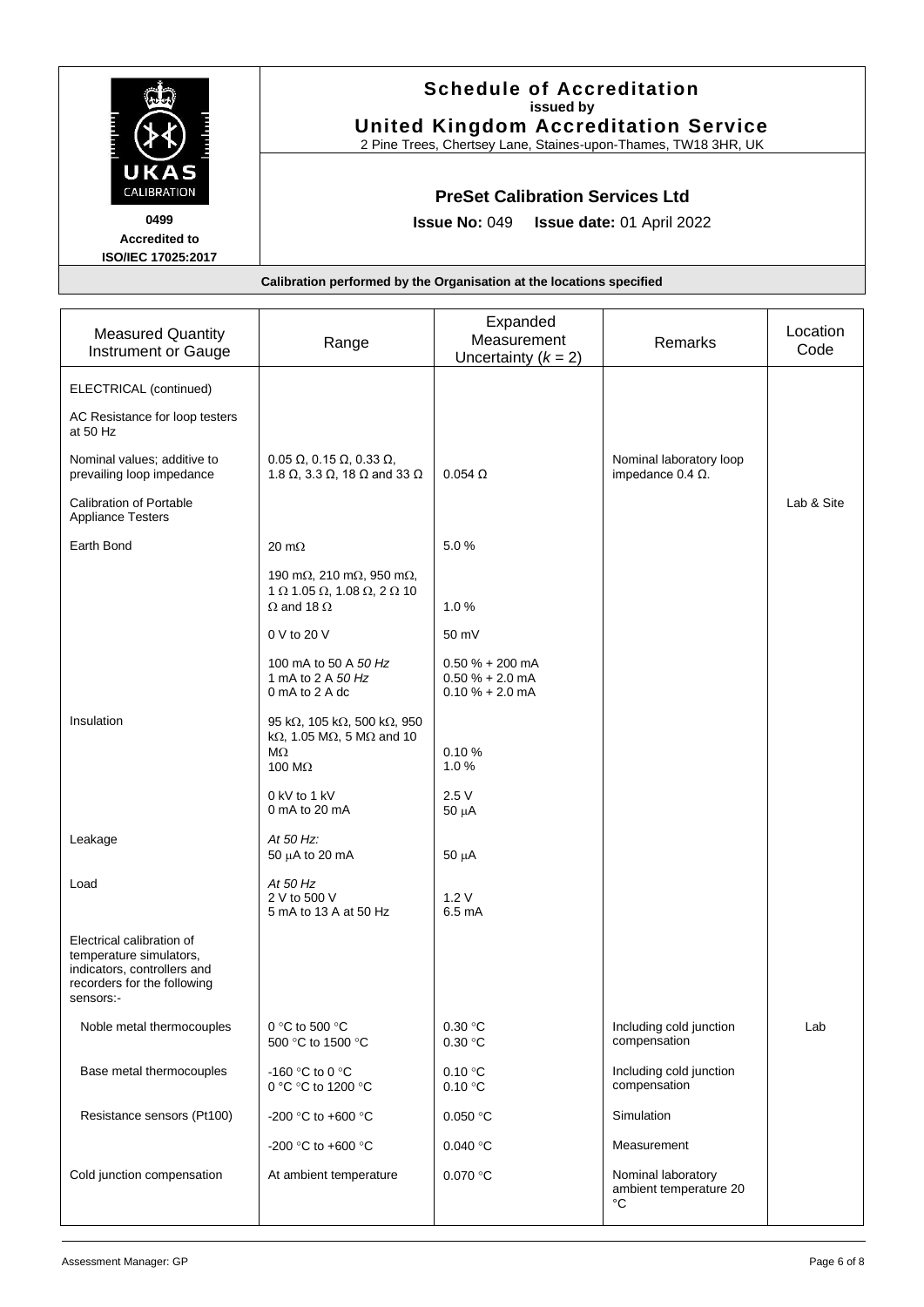**Schedule of Accreditation**
issued by
**United Kingdom Accreditation Service**
2 Pine Trees, Chertsey Lane, Staines-upon-Thames, TW18 3HR, UK

UKAS CALIBRATION
**0499**
**Accredited to ISO/IEC 17025:2017**

**PreSet Calibration Services Ltd**

**Issue No:** 049 **Issue date:** 01 April 2022

**Calibration performed by the Organisation at the locations specified**

| Measured Quantity Instrument or Gauge | Range | Expanded Measurement Uncertainty ($k$ = 2) | Remarks | Location Code |
|---|---|---|---|---|
| ELECTRICAL (continued) | | | | |
| AC Resistance for loop testers at 50 Hz | | | | |
| Nominal values; additive to prevailing loop impedance | 0.05 Ω, 0.15 Ω, 0.33 Ω, 1.8 Ω, 3.3 Ω, 18 Ω and 33 Ω | 0.054 Ω | Nominal laboratory loop impedance 0.4 Ω. | |
| Calibration of Portable Appliance Testers | | | | Lab & Site |
| Earth Bond | 20 mΩ | 5.0 % | | |
| | 190 mΩ, 210 mΩ, 950 mΩ, 1 Ω 1.05 Ω, 1.08 Ω, 2 Ω 10 Ω and 18 Ω | 1.0 % | | |
| | 0 V to 20 V | 50 mV | | |
| | 100 mA to 50 A *50 Hz*<br>1 mA to 2 A *50 Hz*<br>0 mA to 2 A dc | 0.50 % + 200 mA<br>0.50 % + 2.0 mA<br>0.10 % + 2.0 mA | | |
| Insulation | 95 kΩ, 105 kΩ, 500 kΩ, 950 kΩ, 1.05 MΩ, 5 MΩ and 10 MΩ<br>100 MΩ | 0.10 %<br>1.0 % | | |
| | 0 kV to 1 kV<br>0 mA to 20 mA | 2.5 V<br>50 μA | | |
| Leakage | *At 50 Hz:*<br>50 μA to 20 mA | 50 μA | | |
| Load | *At 50 Hz*<br>2 V to 500 V<br>5 mA to 13 A at 50 Hz | 1.2 V<br>6.5 mA | | |
| Electrical calibration of temperature simulators, indicators, controllers and recorders for the following sensors:- | | | | |
| Noble metal thermocouples | 0 °C to 500 °C<br>500 °C to 1500 °C | 0.30 °C<br>0.30 °C | Including cold junction compensation | Lab |
| Base metal thermocouples | -160 °C to 0 °C<br>0 °C °C to 1200 °C | 0.10 °C<br>0.10 °C | Including cold junction compensation | |
| Resistance sensors (Pt100) | -200 °C to +600 °C | 0.050 °C | Simulation | |
| | -200 °C to +600 °C | 0.040 °C | Measurement | |
| Cold junction compensation | At ambient temperature | 0.070 °C | Nominal laboratory ambient temperature 20 °C | |

Assessment Manager: GP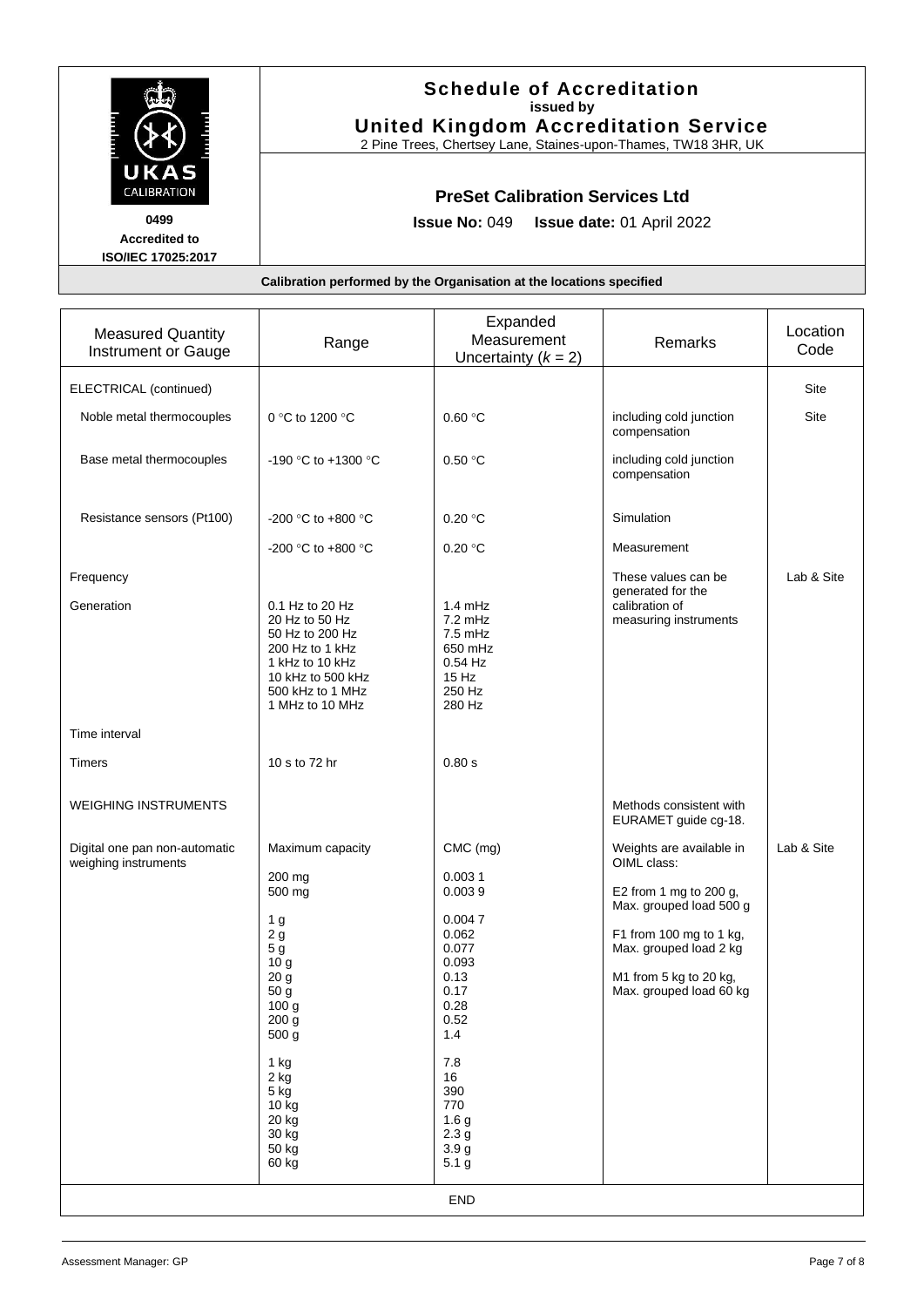UKAS CALIBRATION

0499

**Accredited to ISO/IEC 17025:2017**

# Schedule of Accreditation

**issued by**

**United Kingdom Accreditation Service**

2 Pine Trees, Chertsey Lane, Staines-upon-Thames, TW18 3HR, UK

## PreSet Calibration Services Ltd

**Issue No:** 049 **Issue date:** 01 April 2022

**Calibration performed by the Organisation at the locations specified**

| Measured Quantity Instrument or Gauge | Range | Expanded Measurement Uncertainty ($k$ = 2) | Remarks | Location Code |
|---|---|---|---|---|
| ELECTRICAL (continued) | | | | Site |
| Noble metal thermocouples | 0 °C to 1200 °C | 0.60 °C | including cold junction compensation | Site |
| Base metal thermocouples | -190 °C to +1300 °C | 0.50 °C | including cold junction compensation | |
| Resistance sensors (Pt100) | -200 °C to +800 °C | 0.20 °C | Simulation | |
| | -200 °C to +800 °C | 0.20 °C | Measurement | |
| Frequency | | | These values can be generated for the calibration of measuring instruments | Lab & Site |
| Generation | 0.1 Hz to 20 Hz<br>20 Hz to 50 Hz<br>50 Hz to 200 Hz<br>200 Hz to 1 kHz<br>1 kHz to 10 kHz<br>10 kHz to 500 kHz<br>500 kHz to 1 MHz<br>1 MHz to 10 MHz | 1.4 mHz<br>7.2 mHz<br>7.5 mHz<br>650 mHz<br>0.54 Hz<br>15 Hz<br>250 Hz<br>280 Hz | | |
| Time interval | | | | |
| Timers | 10 s to 72 hr | 0.80 s | | |
| WEIGHING INSTRUMENTS | | | Methods consistent with EURAMET guide cg-18. | |
| Digital one pan non-automatic weighing instruments | Maximum capacity<br><br>200 mg<br>500 mg<br><br>1 g<br>2 g<br>5 g<br>10 g<br>20 g<br>50 g<br>100 g<br>200 g<br>500 g<br><br>1 kg<br>2 kg<br>5 kg<br>10 kg<br>20 kg<br>30 kg<br>50 kg<br>60 kg | CMC (mg)<br><br>0.003 1<br>0.003 9<br><br>0.004 7<br>0.062<br>0.077<br>0.093<br>0.13<br>0.17<br>0.28<br>0.52<br>1.4<br><br>7.8<br>16<br>390<br>770<br>1.6 g<br>2.3 g<br>3.9 g<br>5.1 g | Weights are available in OIML class:<br><br>E2 from 1 mg to 200 g, Max. grouped load 500 g<br><br>F1 from 100 mg to 1 kg, Max. grouped load 2 kg<br><br>M1 from 5 kg to 20 kg, Max. grouped load 60 kg | Lab & Site |

END

Assessment Manager: GP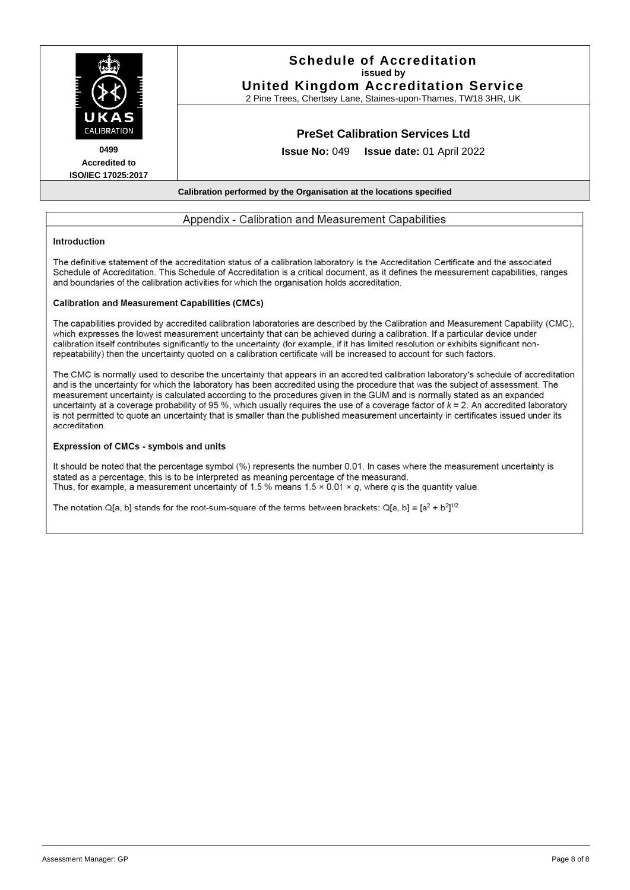# Schedule of Accreditation

issued by

**United Kingdom Accreditation Service**

2 Pine Trees, Chertsey Lane, Staines-upon-Thames, TW18 3HR, UK

0499

**Accredited to ISO/IEC 17025:2017**

## PreSet Calibration Services Ltd

**Issue No:** 049 **Issue date:** 01 April 2022

**Calibration performed by the Organisation at the locations specified**

## Appendix - Calibration and Measurement Capabilities

### Introduction

The definitive statement of the accreditation status of a calibration laboratory is the Accreditation Certificate and the associated Schedule of Accreditation. This Schedule of Accreditation is a critical document, as it defines the measurement capabilities, ranges and boundaries of the calibration activities for which the organisation holds accreditation.

### Calibration and Measurement Capabilities (CMCs)

The capabilities provided by accredited calibration laboratories are described by the Calibration and Measurement Capability (CMC), which expresses the lowest measurement uncertainty that can be achieved during a calibration. If a particular device under calibration itself contributes significantly to the uncertainty (for example, if it has limited resolution or exhibits significant non-repeatability) then the uncertainty quoted on a calibration certificate will be increased to account for such factors.

The CMC is normally used to describe the uncertainty that appears in an accredited calibration laboratory's schedule of accreditation and is the uncertainty for which the laboratory has been accredited using the procedure that was the subject of assessment. The measurement uncertainty is calculated according to the procedures given in the GUM and is normally stated as an expanded uncertainty at a coverage probability of 95 %, which usually requires the use of a coverage factor of $k = 2$. An accredited laboratory is not permitted to quote an uncertainty that is smaller than the published measurement uncertainty in certificates issued under its accreditation.

### Expression of CMCs - symbols and units

It should be noted that the percentage symbol (%) represents the number 0.01. In cases where the measurement uncertainty is stated as a percentage, this is to be interpreted as meaning percentage of the measurand.
Thus, for example, a measurement uncertainty of 1.5 % means $1.5 \times 0.01 \times q$, where $q$ is the quantity value.

The notation Q[a, b] stands for the root-sum-square of the terms between brackets: $Q[a, b] = [a^2 + b^2]^{1/2}$

Assessment Manager: GP